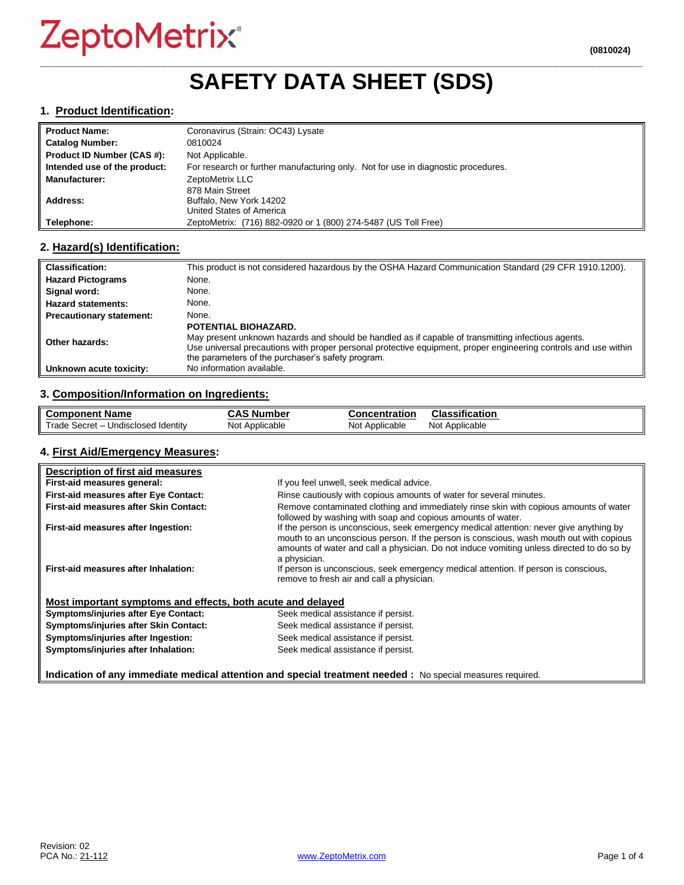ZeptoMetrix®

(0810024)

# SAFETY DATA SHEET (SDS)

## 1. Product Identification:

| | |
|---|---|
| **Product Name:** | Coronavirus (Strain: OC43) Lysate |
| **Catalog Number:** | 0810024 |
| **Product ID Number (CAS #):** | Not Applicable. |
| **Intended use of the product:** | For research or further manufacturing only. Not for use in diagnostic procedures. |
| **Manufacturer:** | ZeptoMetrix LLC |
| **Address:** | 878 Main Street<br>Buffalo, New York 14202<br>United States of America |
| **Telephone:** | ZeptoMetrix: (716) 882-0920 or 1 (800) 274-5487 (US Toll Free) |

## 2. Hazard(s) Identification:

| | |
|---|---|
| **Classification:** | This product is not considered hazardous by the OSHA Hazard Communication Standard (29 CFR 1910.1200). |
| **Hazard Pictograms** | None. |
| **Signal word:** | None. |
| **Hazard statements:** | None. |
| **Precautionary statement:** | None. |
| **Other hazards:** | **POTENTIAL BIOHAZARD.**<br>May present unknown hazards and should be handled as if capable of transmitting infectious agents.<br>Use universal precautions with proper personal protective equipment, proper engineering controls and use within the parameters of the purchaser's safety program. |
| **Unknown acute toxicity:** | No information available. |

## 3. Composition/Information on Ingredients:

| Component Name | CAS Number | Concentration | Classification |
|---|---|---|---|
| Trade Secret – Undisclosed Identity | Not Applicable | Not Applicable | Not Applicable |

## 4. First Aid/Emergency Measures:

**Description of first aid measures**

| | |
|---|---|
| **First-aid measures general:** | If you feel unwell, seek medical advice. |
| **First-aid measures after Eye Contact:** | Rinse cautiously with copious amounts of water for several minutes. |
| **First-aid measures after Skin Contact:** | Remove contaminated clothing and immediately rinse skin with copious amounts of water followed by washing with soap and copious amounts of water. |
| **First-aid measures after Ingestion:** | If the person is unconscious, seek emergency medical attention: never give anything by mouth to an unconscious person. If the person is conscious, wash mouth out with copious amounts of water and call a physician. Do not induce vomiting unless directed to do so by a physician. |
| **First-aid measures after Inhalation:** | If person is unconscious, seek emergency medical attention. If person is conscious, remove to fresh air and call a physician. |

**Most important symptoms and effects, both acute and delayed**

| | |
|---|---|
| **Symptoms/injuries after Eye Contact:** | Seek medical assistance if persist. |
| **Symptoms/injuries after Skin Contact:** | Seek medical assistance if persist. |
| **Symptoms/injuries after Ingestion:** | Seek medical assistance if persist. |
| **Symptoms/injuries after Inhalation:** | Seek medical assistance if persist. |

**Indication of any immediate medical attention and special treatment needed :** No special measures required.

Revision: 02
PCA No.: 21-112

www.ZeptoMetrix.com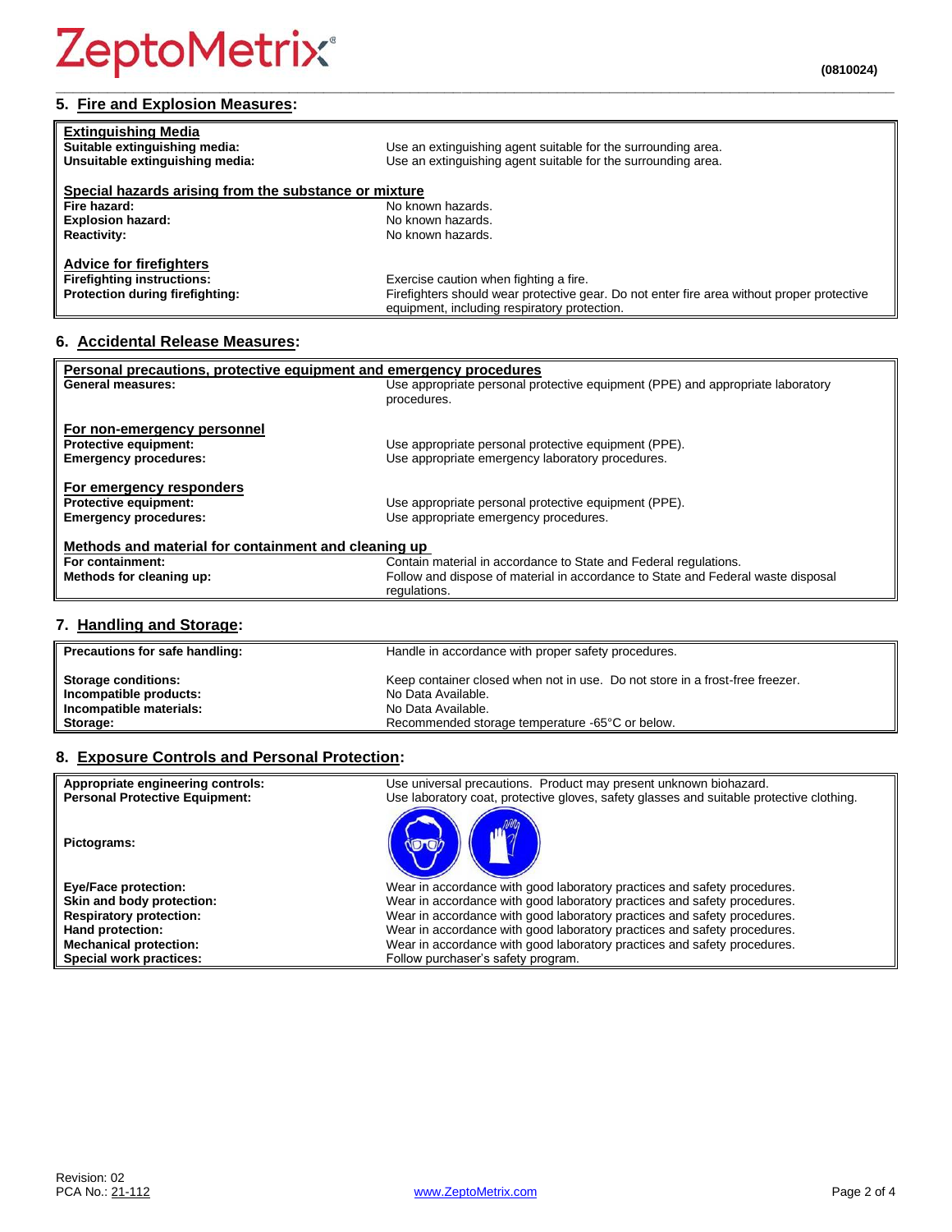## 5. Fire and Explosion Measures:

| | |
|---|---|
| **Extinguishing Media** | |
| **Suitable extinguishing media:** | Use an extinguishing agent suitable for the surrounding area. |
| **Unsuitable extinguishing media:** | Use an extinguishing agent suitable for the surrounding area. |
| **Special hazards arising from the substance or mixture** | |
| **Fire hazard:** | No known hazards. |
| **Explosion hazard:** | No known hazards. |
| **Reactivity:** | No known hazards. |
| **Advice for firefighters** | |
| **Firefighting instructions:** | Exercise caution when fighting a fire. |
| **Protection during firefighting:** | Firefighters should wear protective gear. Do not enter fire area without proper protective equipment, including respiratory protection. |

## 6. Accidental Release Measures:

| | |
|---|---|
| **Personal precautions, protective equipment and emergency procedures** | |
| **General measures:** | Use appropriate personal protective equipment (PPE) and appropriate laboratory procedures. |
| **For non-emergency personnel** | |
| **Protective equipment:** | Use appropriate personal protective equipment (PPE). |
| **Emergency procedures:** | Use appropriate emergency laboratory procedures. |
| **For emergency responders** | |
| **Protective equipment:** | Use appropriate personal protective equipment (PPE). |
| **Emergency procedures:** | Use appropriate emergency procedures. |
| **Methods and material for containment and cleaning up** | |
| **For containment:** | Contain material in accordance to State and Federal regulations. |
| **Methods for cleaning up:** | Follow and dispose of material in accordance to State and Federal waste disposal regulations. |

## 7. Handling and Storage:

| | |
|---|---|
| **Precautions for safe handling:** | Handle in accordance with proper safety procedures. |
| **Storage conditions:** | Keep container closed when not in use. Do not store in a frost-free freezer. |
| **Incompatible products:** | No Data Available. |
| **Incompatible materials:** | No Data Available. |
| **Storage:** | Recommended storage temperature -65°C or below. |

## 8. Exposure Controls and Personal Protection:

| | |
|---|---|
| **Appropriate engineering controls:** | Use universal precautions. Product may present unknown biohazard. |
| **Personal Protective Equipment:** | Use laboratory coat, protective gloves, safety glasses and suitable protective clothing. |
| **Pictograms:** | |
| **Eye/Face protection:** | Wear in accordance with good laboratory practices and safety procedures. |
| **Skin and body protection:** | Wear in accordance with good laboratory practices and safety procedures. |
| **Respiratory protection:** | Wear in accordance with good laboratory practices and safety procedures. |
| **Hand protection:** | Wear in accordance with good laboratory practices and safety procedures. |
| **Mechanical protection:** | Wear in accordance with good laboratory practices and safety procedures. |
| **Special work practices:** | Follow purchaser's safety program. |

Revision: 02
PCA No.: 21-112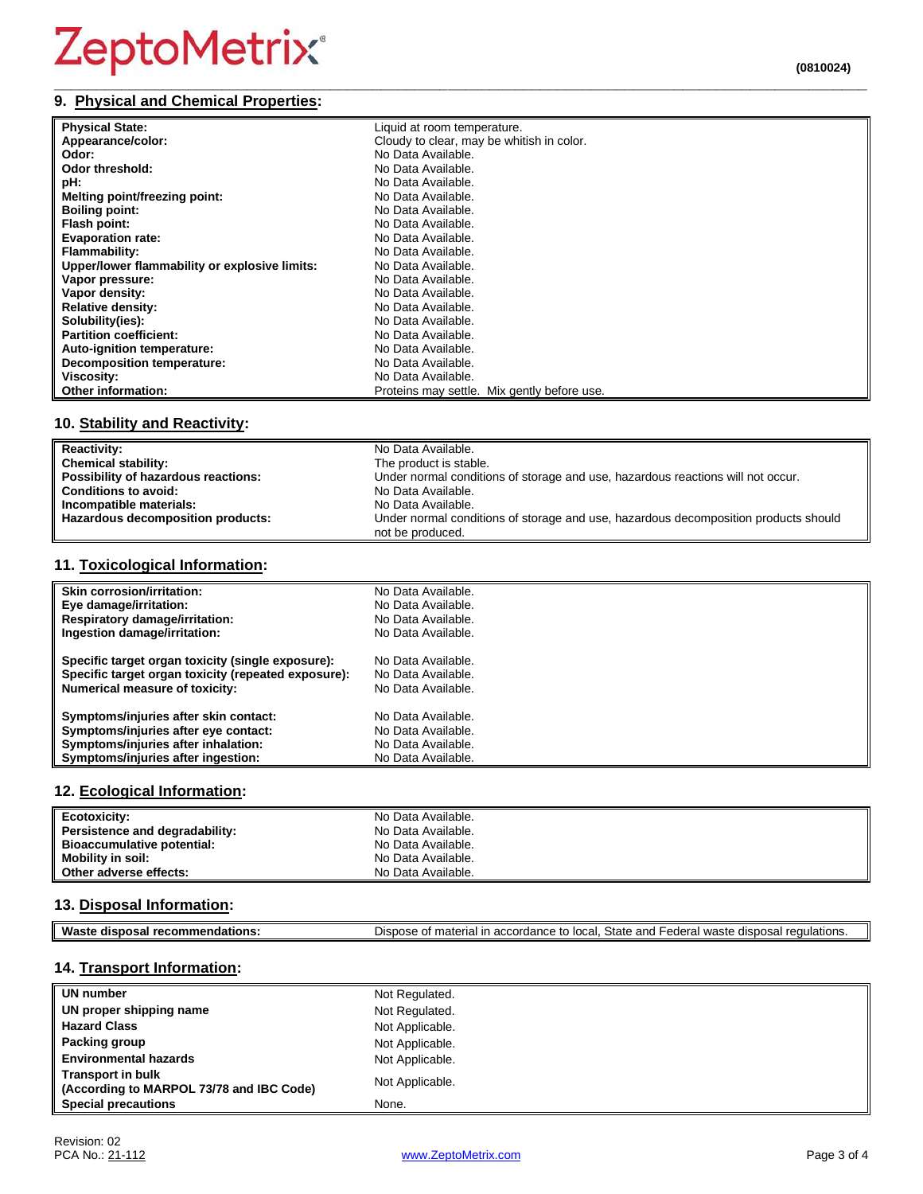## 9. Physical and Chemical Properties:

| | |
|---|---|
| **Physical State:** | Liquid at room temperature. |
| **Appearance/color:** | Cloudy to clear, may be whitish in color. |
| **Odor:** | No Data Available. |
| **Odor threshold:** | No Data Available. |
| **pH:** | No Data Available. |
| **Melting point/freezing point:** | No Data Available. |
| **Boiling point:** | No Data Available. |
| **Flash point:** | No Data Available. |
| **Evaporation rate:** | No Data Available. |
| **Flammability:** | No Data Available. |
| **Upper/lower flammability or explosive limits:** | No Data Available. |
| **Vapor pressure:** | No Data Available. |
| **Vapor density:** | No Data Available. |
| **Relative density:** | No Data Available. |
| **Solubility(ies):** | No Data Available. |
| **Partition coefficient:** | No Data Available. |
| **Auto-ignition temperature:** | No Data Available. |
| **Decomposition temperature:** | No Data Available. |
| **Viscosity:** | No Data Available. |
| **Other information:** | Proteins may settle. Mix gently before use. |

## 10. Stability and Reactivity:

| | |
|---|---|
| **Reactivity:** | No Data Available. |
| **Chemical stability:** | The product is stable. |
| **Possibility of hazardous reactions:** | Under normal conditions of storage and use, hazardous reactions will not occur. |
| **Conditions to avoid:** | No Data Available. |
| **Incompatible materials:** | No Data Available. |
| **Hazardous decomposition products:** | Under normal conditions of storage and use, hazardous decomposition products should not be produced. |

## 11. Toxicological Information:

| | |
|---|---|
| **Skin corrosion/irritation:** | No Data Available. |
| **Eye damage/irritation:** | No Data Available. |
| **Respiratory damage/irritation:** | No Data Available. |
| **Ingestion damage/irritation:** | No Data Available. |
| **Specific target organ toxicity (single exposure):** | No Data Available. |
| **Specific target organ toxicity (repeated exposure):** | No Data Available. |
| **Numerical measure of toxicity:** | No Data Available. |
| **Symptoms/injuries after skin contact:** | No Data Available. |
| **Symptoms/injuries after eye contact:** | No Data Available. |
| **Symptoms/injuries after inhalation:** | No Data Available. |
| **Symptoms/injuries after ingestion:** | No Data Available. |

## 12. Ecological Information:

| | |
|---|---|
| **Ecotoxicity:** | No Data Available. |
| **Persistence and degradability:** | No Data Available. |
| **Bioaccumulative potential:** | No Data Available. |
| **Mobility in soil:** | No Data Available. |
| **Other adverse effects:** | No Data Available. |

## 13. Disposal Information:

| | |
|---|---|
| **Waste disposal recommendations:** | Dispose of material in accordance to local, State and Federal waste disposal regulations. |

## 14. Transport Information:

| | |
|---|---|
| **UN number** | Not Regulated. |
| **UN proper shipping name** | Not Regulated. |
| **Hazard Class** | Not Applicable. |
| **Packing group** | Not Applicable. |
| **Environmental hazards** | Not Applicable. |
| **Transport in bulk (According to MARPOL 73/78 and IBC Code)** | Not Applicable. |
| **Special precautions** | None. |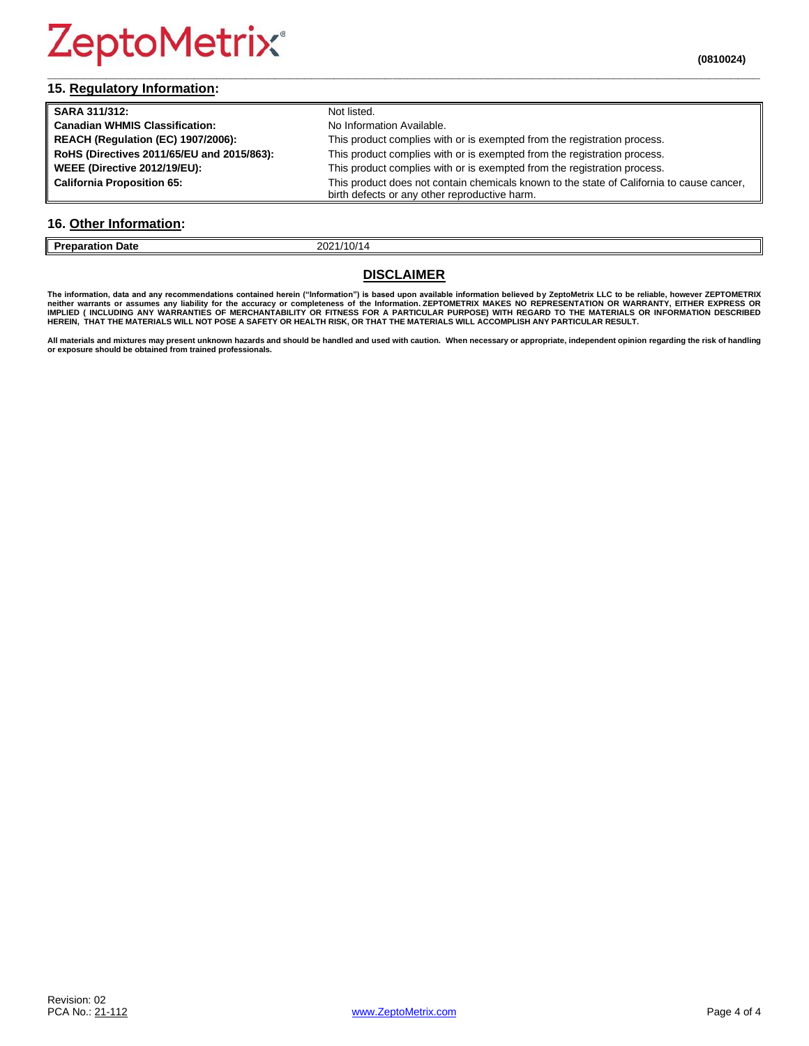## 15. Regulatory Information:

| | |
|---|---|
| **SARA 311/312:** | Not listed. |
| **Canadian WHMIS Classification:** | No Information Available. |
| **REACH (Regulation (EC) 1907/2006):** | This product complies with or is exempted from the registration process. |
| **RoHS (Directives 2011/65/EU and 2015/863):** | This product complies with or is exempted from the registration process. |
| **WEEE (Directive 2012/19/EU):** | This product complies with or is exempted from the registration process. |
| **California Proposition 65:** | This product does not contain chemicals known to the state of California to cause cancer, birth defects or any other reproductive harm. |

## 16. Other Information:

| | |
|---|---|
| **Preparation Date** | 2021/10/14 |

## DISCLAIMER

**The information, data and any recommendations contained herein ("Information") is based upon available information believed by ZeptoMetrix LLC to be reliable, however ZEPTOMETRIX neither warrants or assumes any liability for the accuracy or completeness of the Information. ZEPTOMETRIX MAKES NO REPRESENTATION OR WARRANTY, EITHER EXPRESS OR IMPLIED ( INCLUDING ANY WARRANTIES OF MERCHANTABILITY OR FITNESS FOR A PARTICULAR PURPOSE) WITH REGARD TO THE MATERIALS OR INFORMATION DESCRIBED HEREIN, THAT THE MATERIALS WILL NOT POSE A SAFETY OR HEALTH RISK, OR THAT THE MATERIALS WILL ACCOMPLISH ANY PARTICULAR RESULT.**

**All materials and mixtures may present unknown hazards and should be handled and used with caution. When necessary or appropriate, independent opinion regarding the risk of handling or exposure should be obtained from trained professionals.**